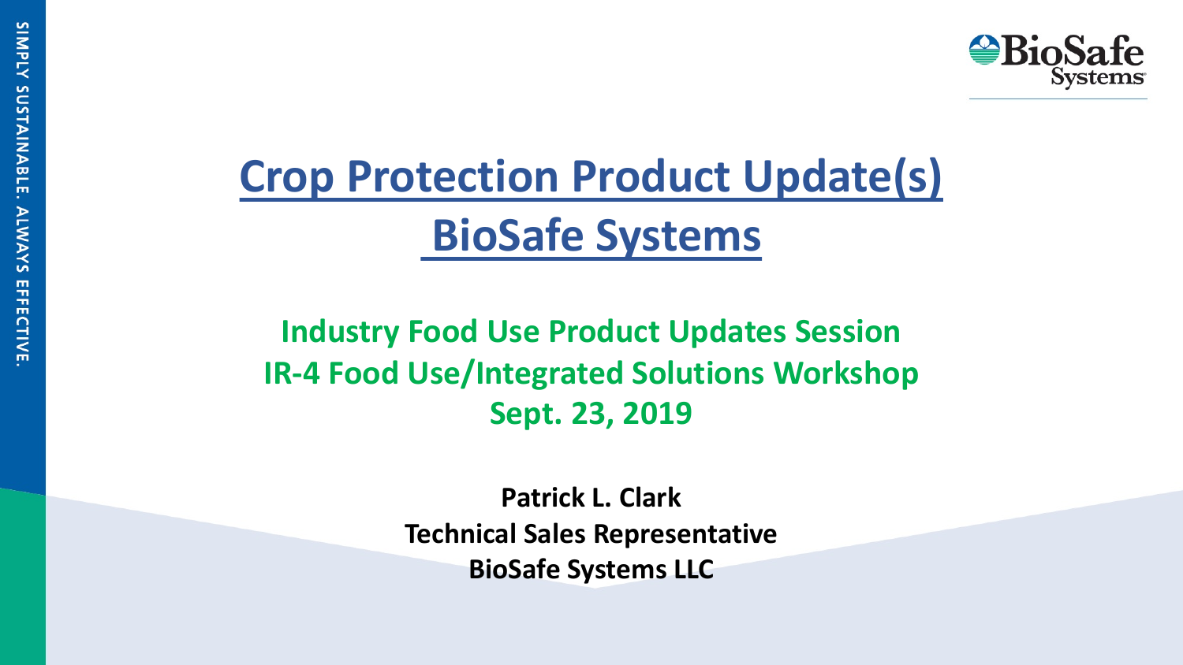# Crop Protection Product Update(s) BioSafe Systems

**Industry Food Use Product Updates Session**
**IR-4 Food Use/Integrated Solutions Workshop**
**Sept. 23, 2019**

**Patrick L. Clark**
**Technical Sales Representative**
**BioSafe Systems LLC**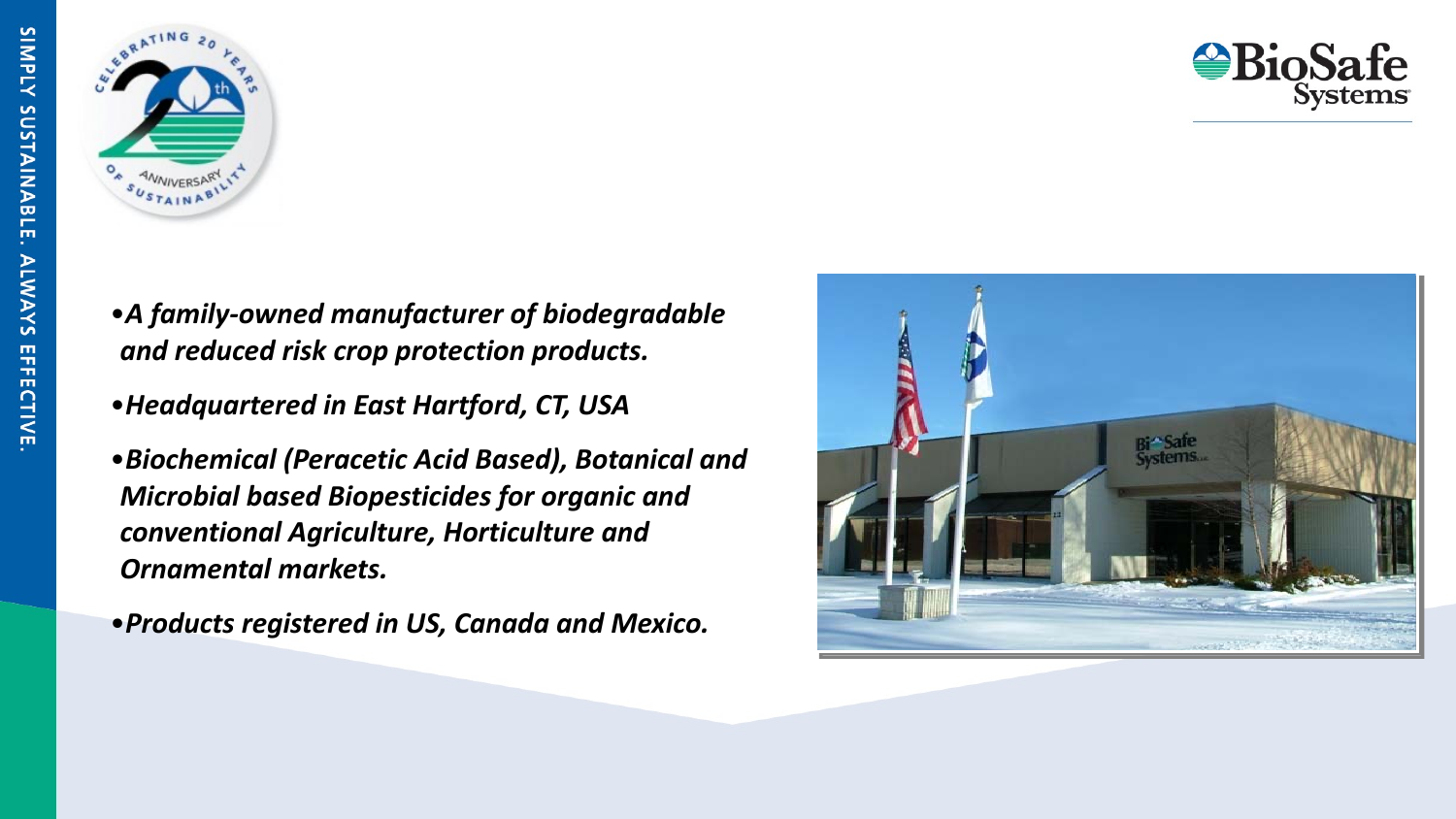- ***A family-owned manufacturer of biodegradable and reduced risk crop protection products.***
- ***Headquartered in East Hartford, CT, USA***
- ***Biochemical (Peracetic Acid Based), Botanical and Microbial based Biopesticides for organic and conventional Agriculture, Horticulture and Ornamental markets.***
- ***Products registered in US, Canada and Mexico.***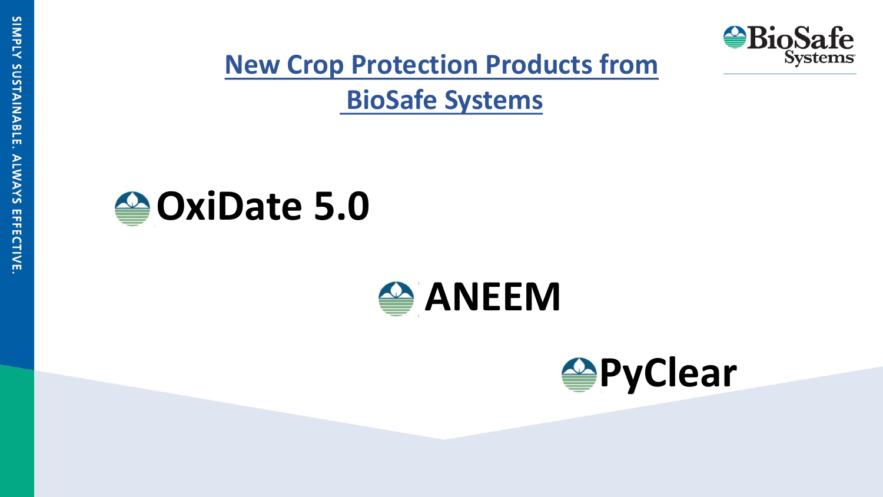# New Crop Protection Products from BioSafe Systems

## OxiDate 5.0

## ANEEM

## PyClear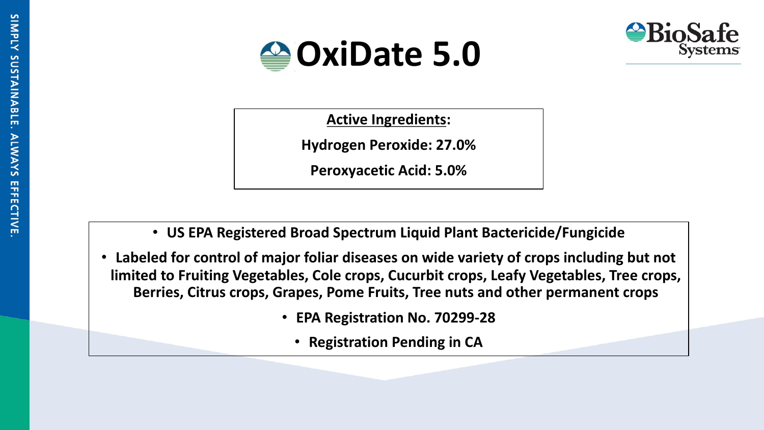# OxiDate 5.0

**Active Ingredients:**

**Hydrogen Peroxide: 27.0%**

**Peroxyacetic Acid: 5.0%**

- **US EPA Registered Broad Spectrum Liquid Plant Bactericide/Fungicide**
- **Labeled for control of major foliar diseases on wide variety of crops including but not limited to Fruiting Vegetables, Cole crops, Cucurbit crops, Leafy Vegetables, Tree crops, Berries, Citrus crops, Grapes, Pome Fruits, Tree nuts and other permanent crops**
- **EPA Registration No. 70299-28**
- **Registration Pending in CA**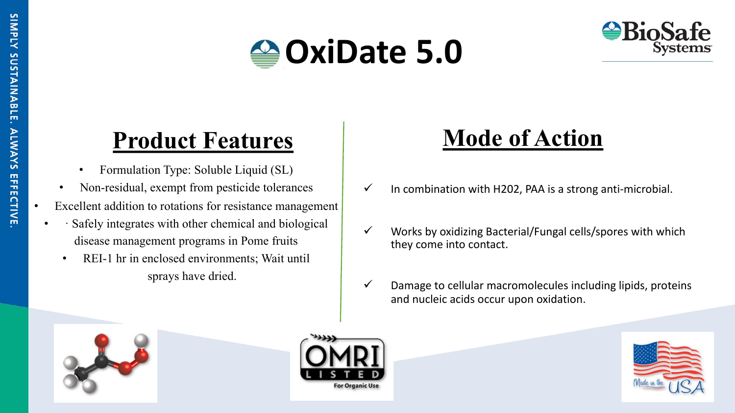# OxiDate 5.0

## Product Features

- Formulation Type: Soluble Liquid (SL)
- Non-residual, exempt from pesticide tolerances
- Excellent addition to rotations for resistance management
- · Safely integrates with other chemical and biological disease management programs in Pome fruits
- REI-1 hr in enclosed environments; Wait until sprays have dried.

## Mode of Action

- ✓ In combination with H202, PAA is a strong anti-microbial.
- ✓ Works by oxidizing Bacterial/Fungal cells/spores with which they come into contact.
- ✓ Damage to cellular macromolecules including lipids, proteins and nucleic acids occur upon oxidation.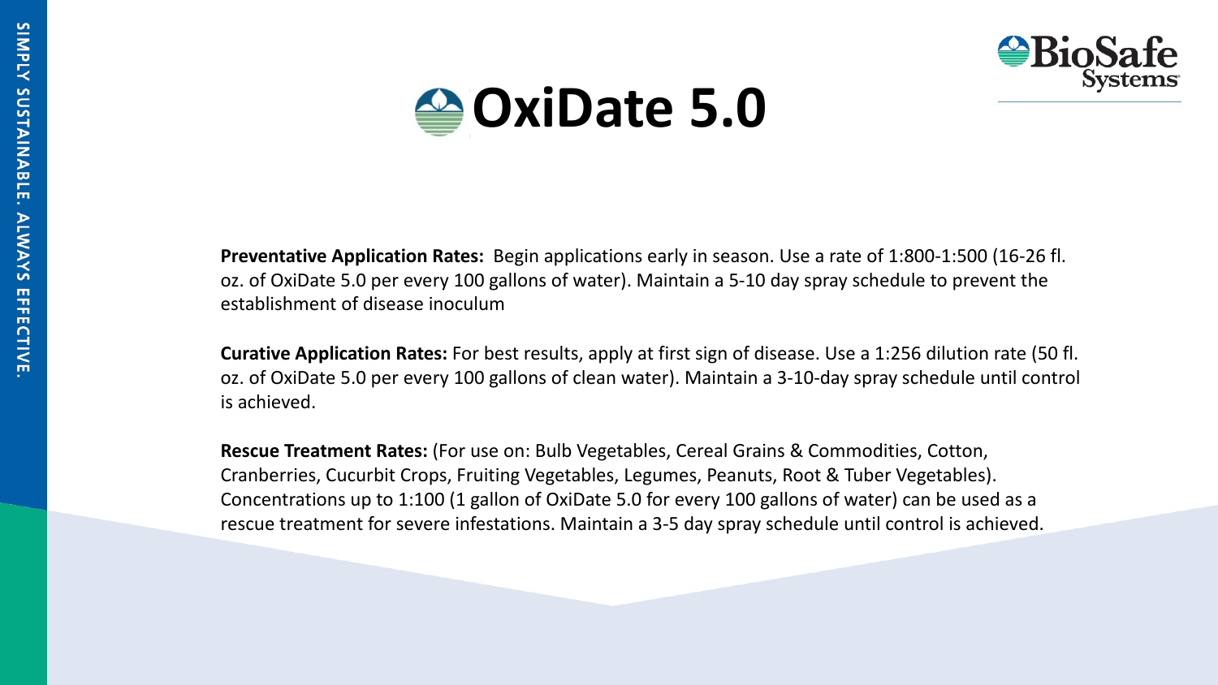# OxiDate 5.0

**Preventative Application Rates:** Begin applications early in season. Use a rate of 1:800-1:500 (16-26 fl. oz. of OxiDate 5.0 per every 100 gallons of water). Maintain a 5-10 day spray schedule to prevent the establishment of disease inoculum

**Curative Application Rates:** For best results, apply at first sign of disease. Use a 1:256 dilution rate (50 fl. oz. of OxiDate 5.0 per every 100 gallons of clean water). Maintain a 3-10-day spray schedule until control is achieved.

**Rescue Treatment Rates:** (For use on: Bulb Vegetables, Cereal Grains & Commodities, Cotton, Cranberries, Cucurbit Crops, Fruiting Vegetables, Legumes, Peanuts, Root & Tuber Vegetables). Concentrations up to 1:100 (1 gallon of OxiDate 5.0 for every 100 gallons of water) can be used as a rescue treatment for severe infestations. Maintain a 3-5 day spray schedule until control is achieved.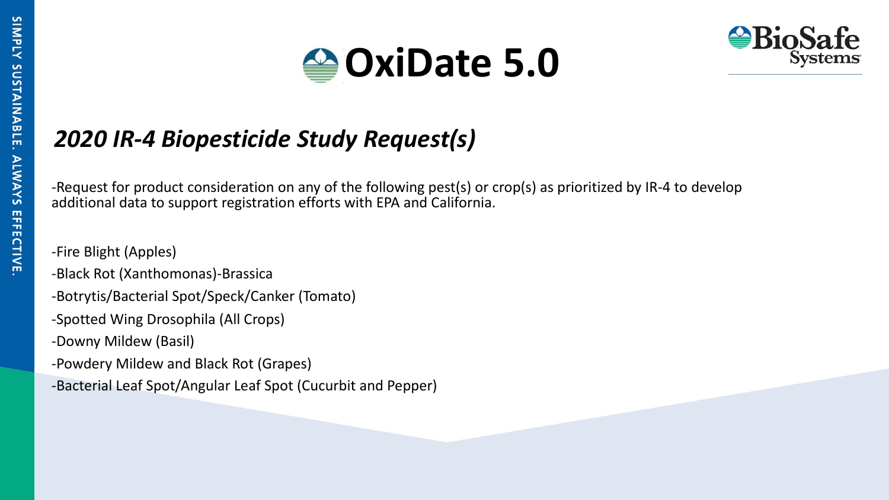# OxiDate 5.0

## *2020 IR-4 Biopesticide Study Request(s)*

-Request for product consideration on any of the following pest(s) or crop(s) as prioritized by IR-4 to develop additional data to support registration efforts with EPA and California.

-Fire Blight (Apples)

-Black Rot (Xanthomonas)-Brassica

-Botrytis/Bacterial Spot/Speck/Canker (Tomato)

-Spotted Wing Drosophila (All Crops)

-Downy Mildew (Basil)

-Powdery Mildew and Black Rot (Grapes)

-Bacterial Leaf Spot/Angular Leaf Spot (Cucurbit and Pepper)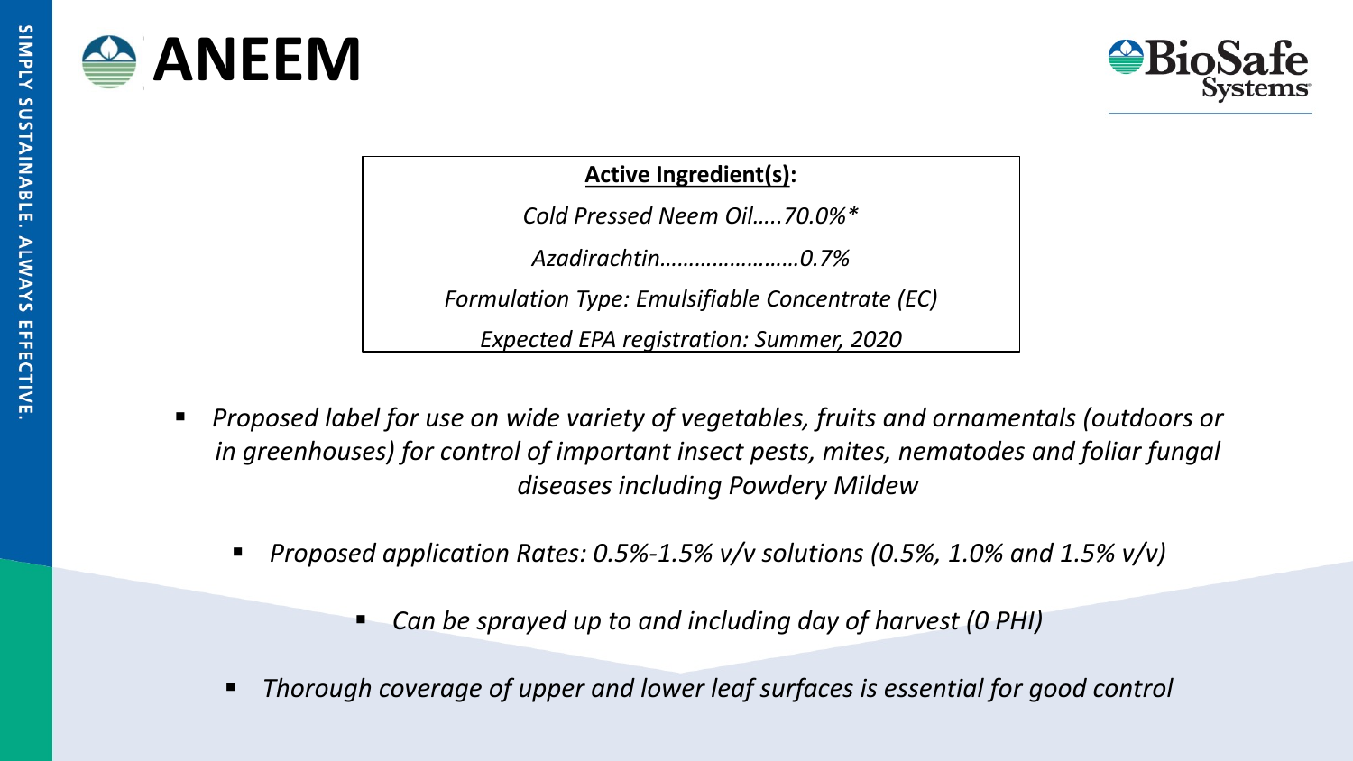# ANEEM

**BioSafe Systems**

**Active Ingredient(s):**

*Cold Pressed Neem Oil…..70.0%**

*Azadirachtin……………………0.7%*

*Formulation Type: Emulsifiable Concentrate (EC)*

*Expected EPA registration: Summer, 2020*

- *Proposed label for use on wide variety of vegetables, fruits and ornamentals (outdoors or in greenhouses) for control of important insect pests, mites, nematodes and foliar fungal diseases including Powdery Mildew*
  - *Proposed application Rates: 0.5%-1.5% v/v solutions (0.5%, 1.0% and 1.5% v/v)*
    - *Can be sprayed up to and including day of harvest (0 PHI)*
  - *Thorough coverage of upper and lower leaf surfaces is essential for good control*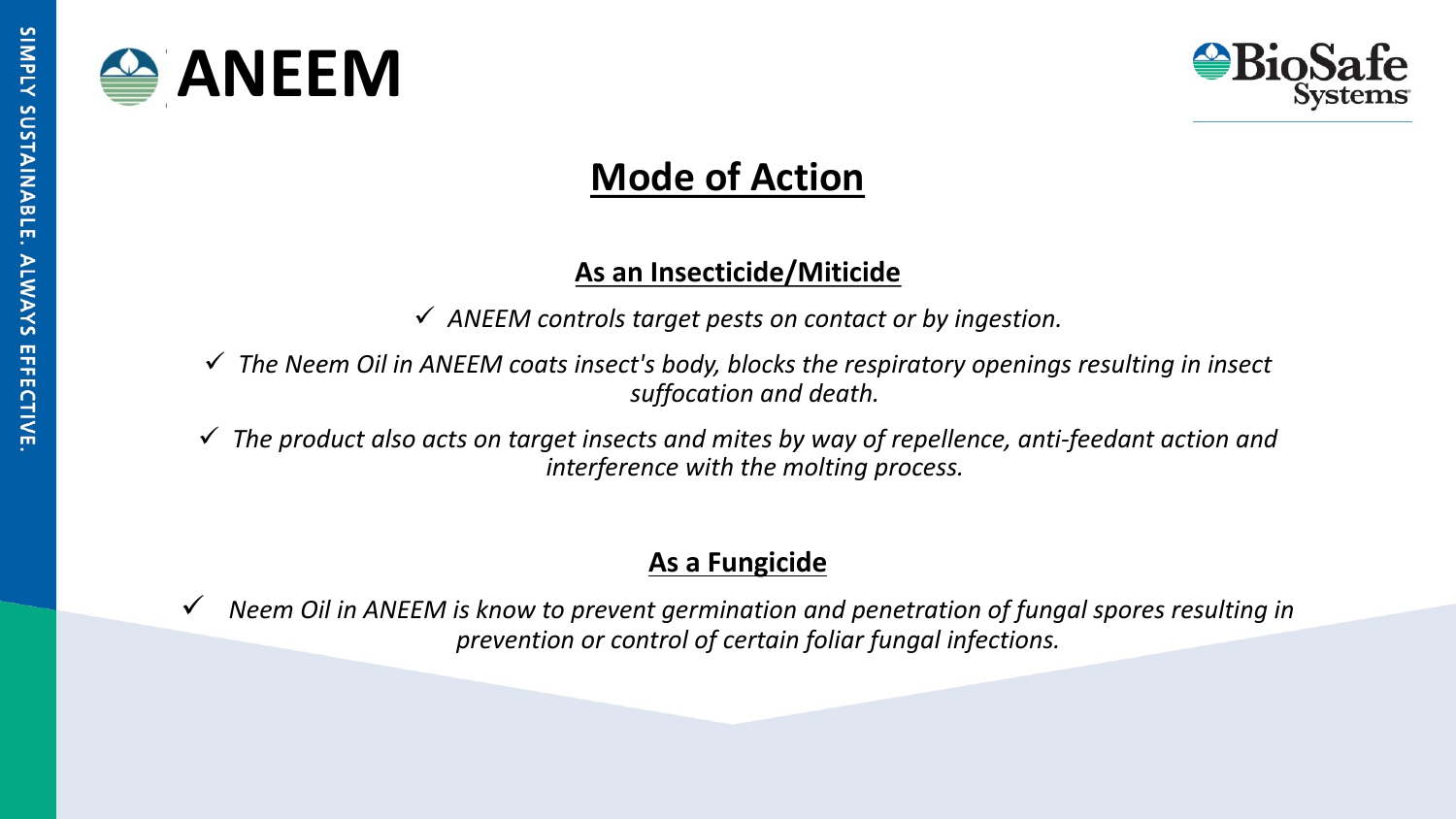# ANEEM

## Mode of Action

### As an Insecticide/Miticide

- ✓ *ANEEM controls target pests on contact or by ingestion.*
- ✓ *The Neem Oil in ANEEM coats insect's body, blocks the respiratory openings resulting in insect suffocation and death.*
- ✓ *The product also acts on target insects and mites by way of repellence, anti-feedant action and interference with the molting process.*

### As a Fungicide

- ✓ *Neem Oil in ANEEM is know to prevent germination and penetration of fungal spores resulting in prevention or control of certain foliar fungal infections.*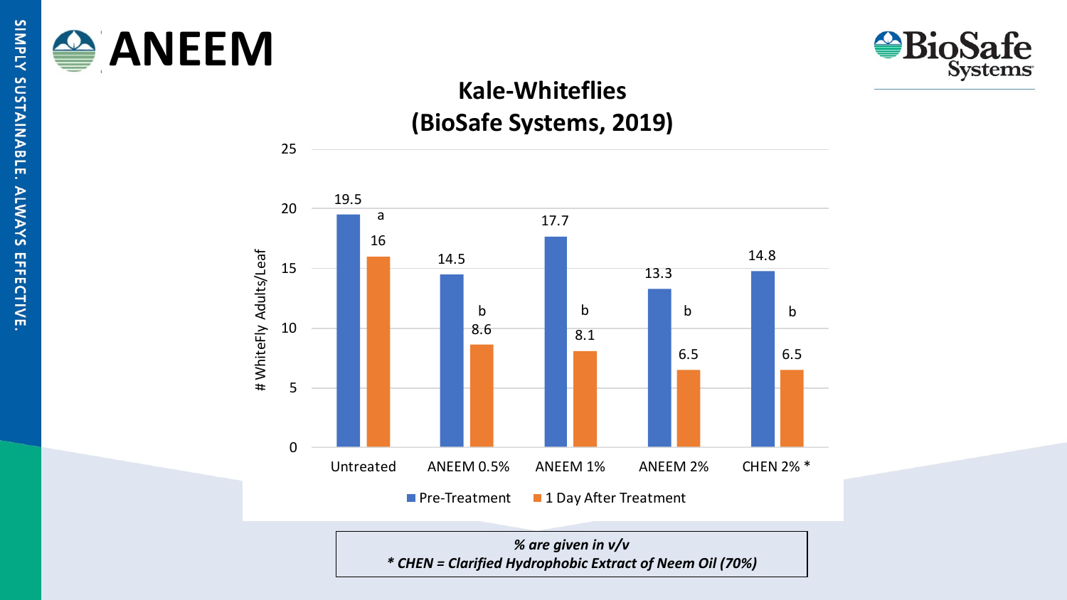# ANEEM

## Kale-Whiteflies (BioSafe Systems, 2019)

| Treatment | Pre-Treatment | 1 Day After Treatment |
|---|---|---|
| Untreated | 19.5 | 16 a |
| ANEEM 0.5% | 14.5 | 8.6 b |
| ANEEM 1% | 17.7 | 8.1 b |
| ANEEM 2% | 13.3 | 6.5 b |
| CHEN 2% * | 14.8 | 6.5 b |

# WhiteFly Adults/Leaf

*% are given in v/v*

*\* CHEN = Clarified Hydrophobic Extract of Neem Oil (70%)*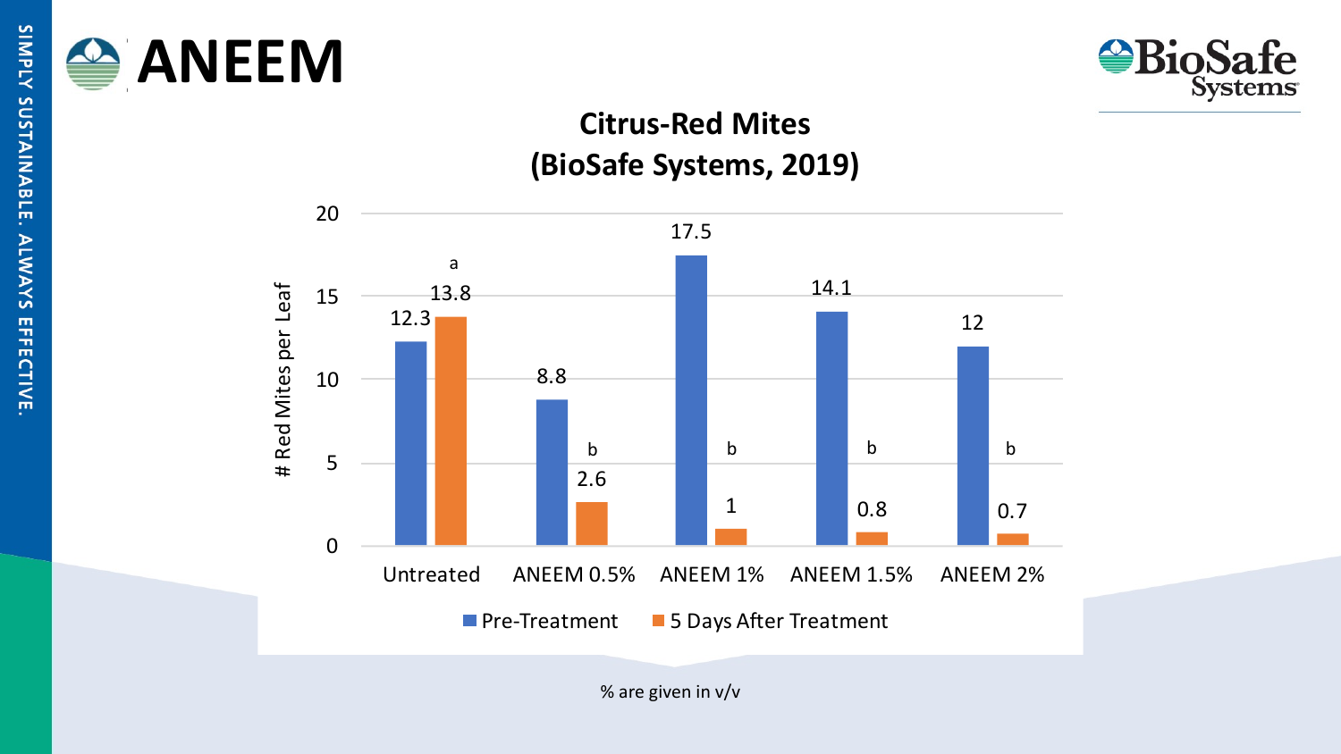# ANEEM

## Citrus-Red Mites (BioSafe Systems, 2019)

| | Pre-Treatment | 5 Days After Treatment |
| --- | --- | --- |
| Untreated | 12.3 | 13.8 a |
| ANEEM 0.5% | 8.8 | 2.6 b |
| ANEEM 1% | 17.5 | 1 b |
| ANEEM 1.5% | 14.1 | 0.8 b |
| ANEEM 2% | 12 | 0.7 b |

# Red Mites per Leaf

% are given in v/v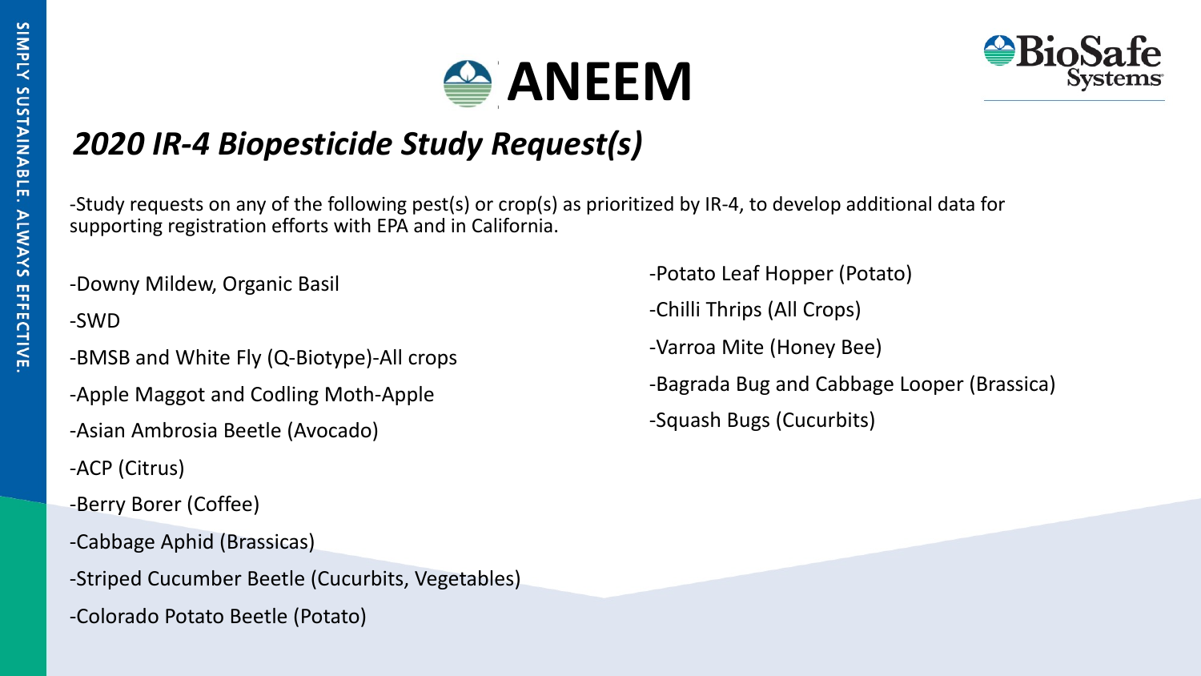# ANEEM

## *2020 IR-4 Biopesticide Study Request(s)*

-Study requests on any of the following pest(s) or crop(s) as prioritized by IR-4, to develop additional data for supporting registration efforts with EPA and in California.

-Downy Mildew, Organic Basil

-SWD

-BMSB and White Fly (Q-Biotype)-All crops

-Apple Maggot and Codling Moth-Apple

-Asian Ambrosia Beetle (Avocado)

-ACP (Citrus)

-Berry Borer (Coffee)

-Cabbage Aphid (Brassicas)

-Striped Cucumber Beetle (Cucurbits, Vegetables)

-Colorado Potato Beetle (Potato)

-Potato Leaf Hopper (Potato)

-Chilli Thrips (All Crops)

-Varroa Mite (Honey Bee)

-Bagrada Bug and Cabbage Looper (Brassica)

-Squash Bugs (Cucurbits)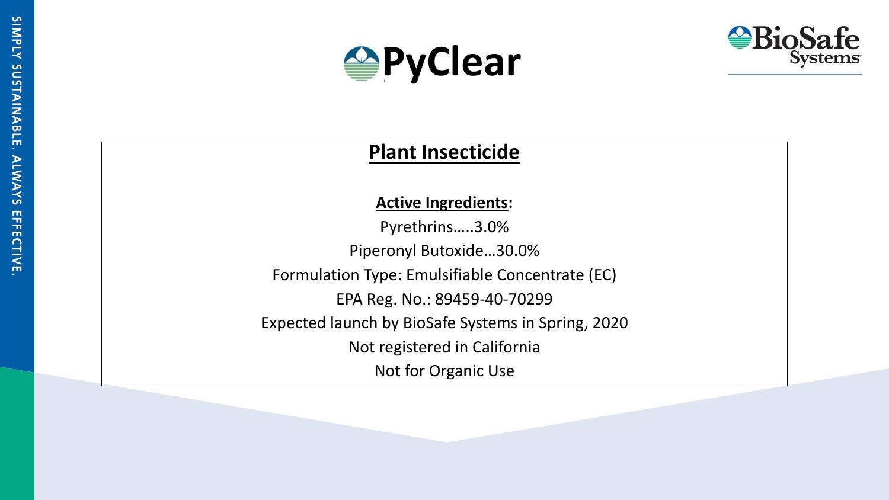# PyClear

## Plant Insecticide

**Active Ingredients:**

Pyrethrins…..3.0%

Piperonyl Butoxide…30.0%

Formulation Type: Emulsifiable Concentrate (EC)

EPA Reg. No.: 89459-40-70299

Expected launch by BioSafe Systems in Spring, 2020

Not registered in California

Not for Organic Use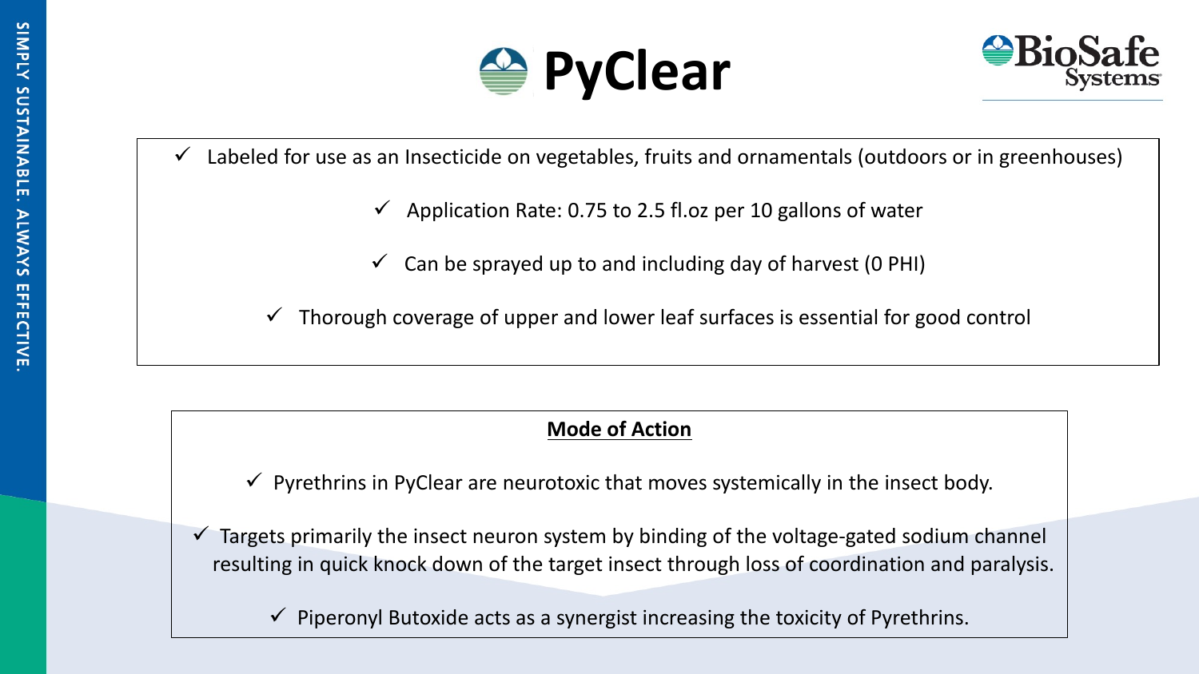# PyClear

BioSafe Systems

- ✓ Labeled for use as an Insecticide on vegetables, fruits and ornamentals (outdoors or in greenhouses)
- ✓ Application Rate: 0.75 to 2.5 fl.oz per 10 gallons of water
- ✓ Can be sprayed up to and including day of harvest (0 PHI)
- ✓ Thorough coverage of upper and lower leaf surfaces is essential for good control

**Mode of Action**

- ✓ Pyrethrins in PyClear are neurotoxic that moves systemically in the insect body.
- ✓ Targets primarily the insect neuron system by binding of the voltage-gated sodium channel resulting in quick knock down of the target insect through loss of coordination and paralysis.
- ✓ Piperonyl Butoxide acts as a synergist increasing the toxicity of Pyrethrins.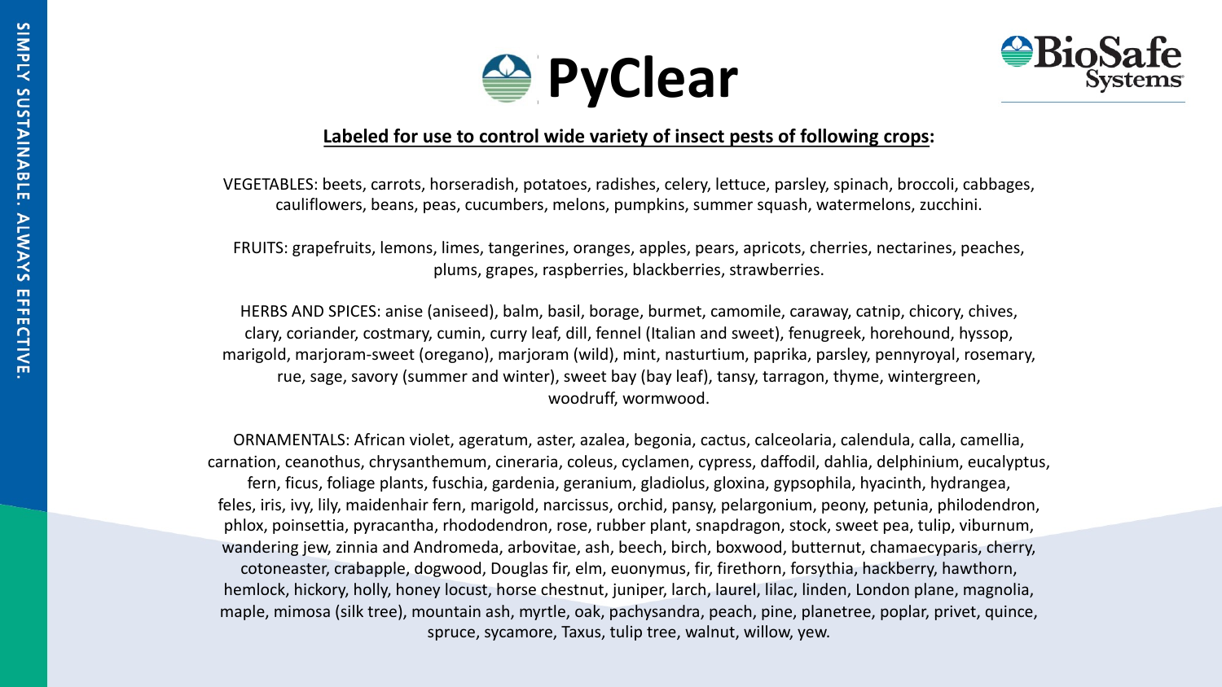# PyClear

**Labeled for use to control wide variety of insect pests of following crops:**

VEGETABLES: beets, carrots, horseradish, potatoes, radishes, celery, lettuce, parsley, spinach, broccoli, cabbages, cauliflowers, beans, peas, cucumbers, melons, pumpkins, summer squash, watermelons, zucchini.

FRUITS: grapefruits, lemons, limes, tangerines, oranges, apples, pears, apricots, cherries, nectarines, peaches, plums, grapes, raspberries, blackberries, strawberries.

HERBS AND SPICES: anise (aniseed), balm, basil, borage, burmet, camomile, caraway, catnip, chicory, chives, clary, coriander, costmary, cumin, curry leaf, dill, fennel (Italian and sweet), fenugreek, horehound, hyssop, marigold, marjoram-sweet (oregano), marjoram (wild), mint, nasturtium, paprika, parsley, pennyroyal, rosemary, rue, sage, savory (summer and winter), sweet bay (bay leaf), tansy, tarragon, thyme, wintergreen, woodruff, wormwood.

ORNAMENTALS: African violet, ageratum, aster, azalea, begonia, cactus, calceolaria, calendula, calla, camellia, carnation, ceanothus, chrysanthemum, cineraria, coleus, cyclamen, cypress, daffodil, dahlia, delphinium, eucalyptus, fern, ficus, foliage plants, fuschia, gardenia, geranium, gladiolus, gloxina, gypsophila, hyacinth, hydrangea, feles, iris, ivy, lily, maidenhair fern, marigold, narcissus, orchid, pansy, pelargonium, peony, petunia, philodendron, phlox, poinsettia, pyracantha, rhododendron, rose, rubber plant, snapdragon, stock, sweet pea, tulip, viburnum, wandering jew, zinnia and Andromeda, arbovitae, ash, beech, birch, boxwood, butternut, chamaecyparis, cherry, cotoneaster, crabapple, dogwood, Douglas fir, elm, euonymus, fir, firethorn, forsythia, hackberry, hawthorn, hemlock, hickory, holly, honey locust, horse chestnut, juniper, larch, laurel, lilac, linden, London plane, magnolia, maple, mimosa (silk tree), mountain ash, myrtle, oak, pachysandra, peach, pine, planetree, poplar, privet, quince, spruce, sycamore, Taxus, tulip tree, walnut, willow, yew.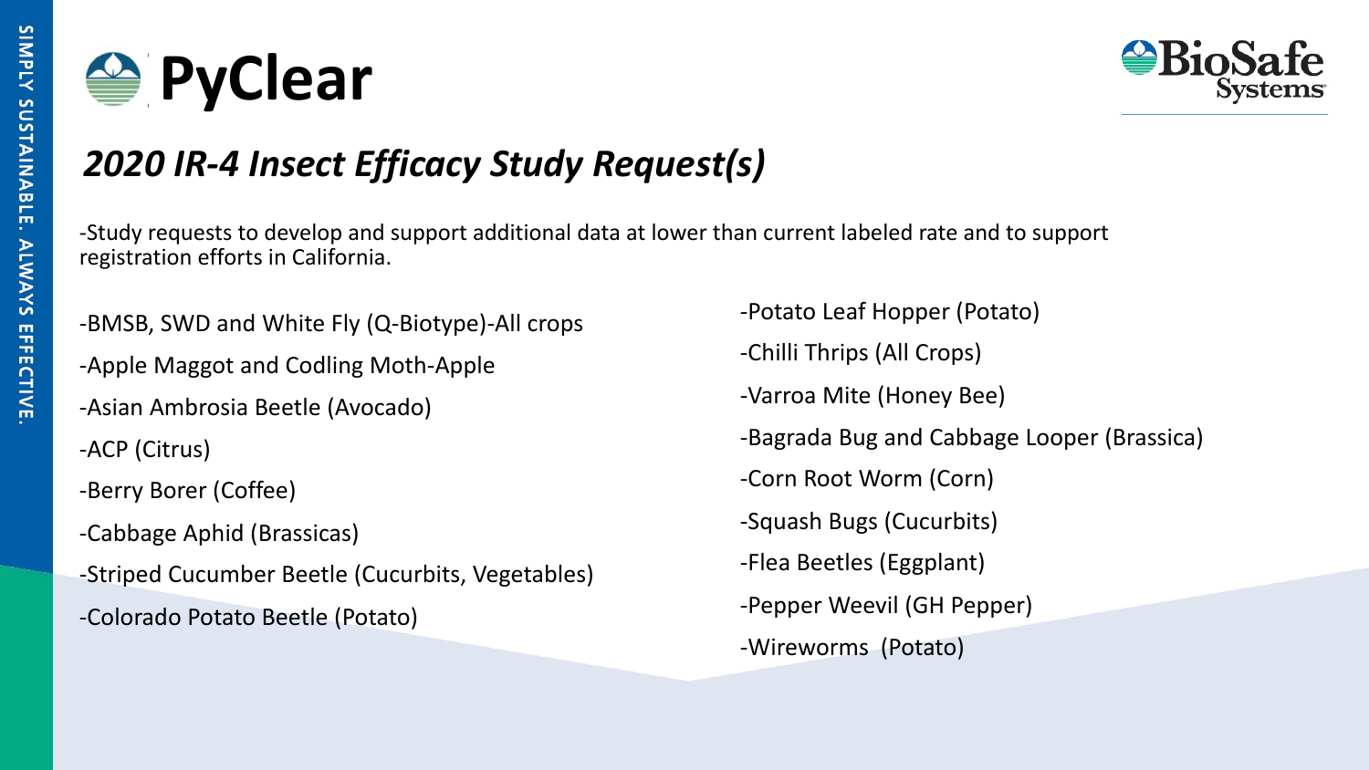# PyClear

BioSafe Systems

## *2020 IR-4 Insect Efficacy Study Request(s)*

-Study requests to develop and support additional data at lower than current labeled rate and to support registration efforts in California.

-BMSB, SWD and White Fly (Q-Biotype)-All crops

-Apple Maggot and Codling Moth-Apple

-Asian Ambrosia Beetle (Avocado)

-ACP (Citrus)

-Berry Borer (Coffee)

-Cabbage Aphid (Brassicas)

-Striped Cucumber Beetle (Cucurbits, Vegetables)

-Colorado Potato Beetle (Potato)

-Potato Leaf Hopper (Potato)

-Chilli Thrips (All Crops)

-Varroa Mite (Honey Bee)

-Bagrada Bug and Cabbage Looper (Brassica)

-Corn Root Worm (Corn)

-Squash Bugs (Cucurbits)

-Flea Beetles (Eggplant)

-Pepper Weevil (GH Pepper)

-Wireworms (Potato)

SIMPLY SUSTAINABLE. ALWAYS EFFECTIVE.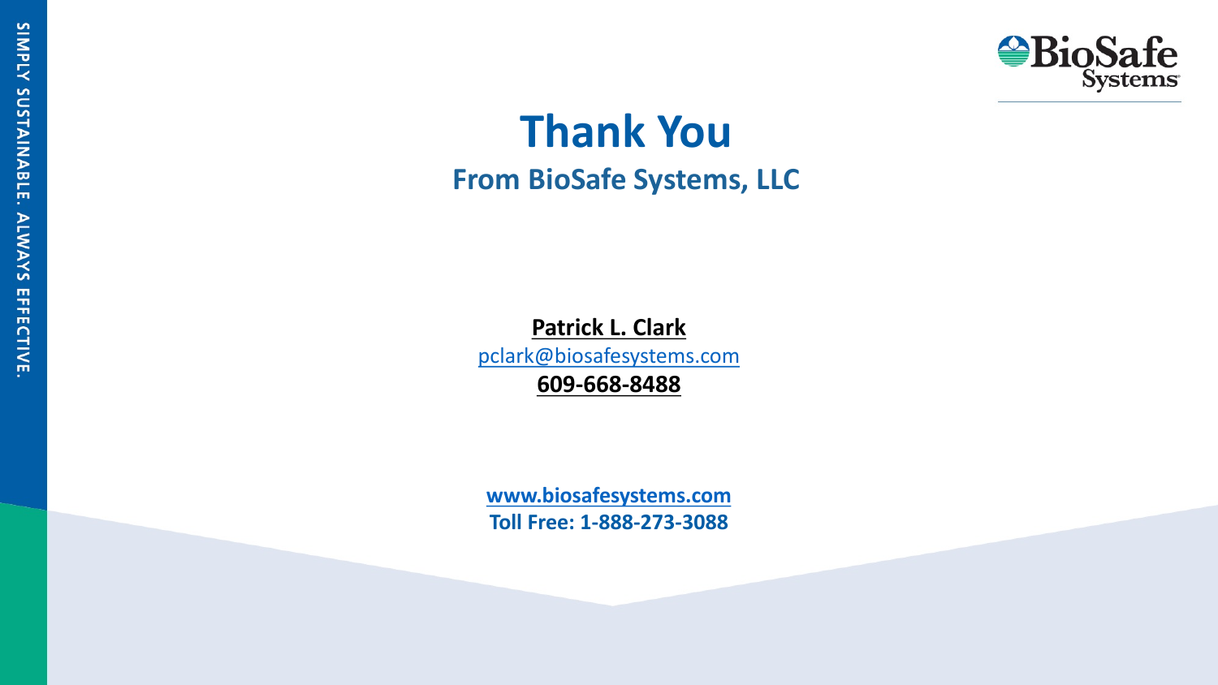# Thank You

## From BioSafe Systems, LLC

**Patrick L. Clark**

pclark@biosafesystems.com

**609-668-8488**

**www.biosafesystems.com**

**Toll Free: 1-888-273-3088**